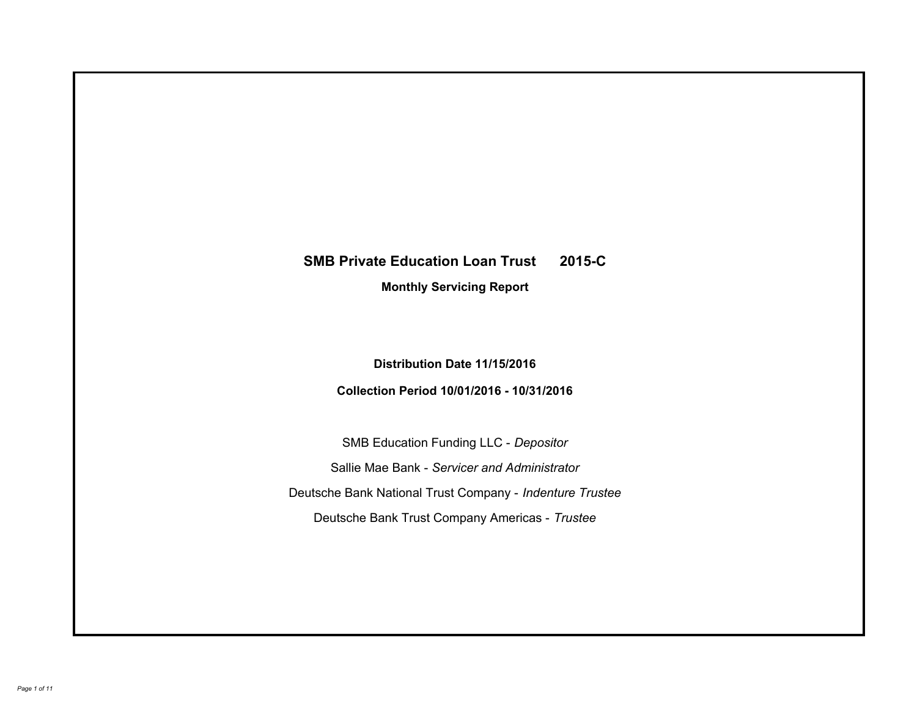# SMB Private Education Loan Trust 2015-C

## Monthly Servicing Report

**Distribution Date 11/15/2016**

**Collection Period 10/01/2016 - 10/31/2016**

SMB Education Funding LLC - *Depositor*

Sallie Mae Bank - *Servicer and Administrator*

Deutsche Bank National Trust Company - *Indenture Trustee*

Deutsche Bank Trust Company Americas - *Trustee*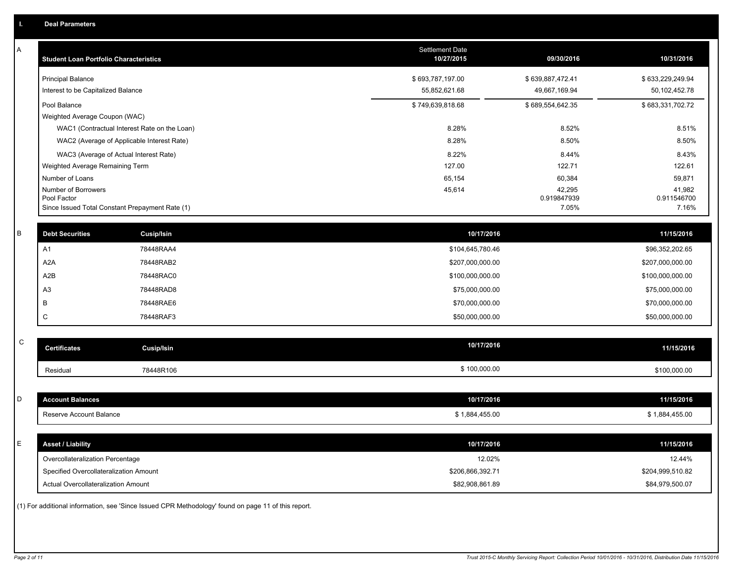## I. Deal Parameters

### A

| Student Loan Portfolio Characteristics | Settlement Date 10/27/2015 | 09/30/2016 | 10/31/2016 |
|---|---|---|---|
| Principal Balance | $ 693,787,197.00 | $ 639,887,472.41 | $ 633,229,249.94 |
| Interest to be Capitalized Balance | 55,852,621.68 | 49,667,169.94 | 50,102,452.78 |
| Pool Balance | $ 749,639,818.68 | $ 689,554,642.35 | $ 683,331,702.72 |
| Weighted Average Coupon (WAC) | | | |
| WAC1 (Contractual Interest Rate on the Loan) | 8.28% | 8.52% | 8.51% |
| WAC2 (Average of Applicable Interest Rate) | 8.28% | 8.50% | 8.50% |
| WAC3 (Average of Actual Interest Rate) | 8.22% | 8.44% | 8.43% |
| Weighted Average Remaining Term | 127.00 | 122.71 | 122.61 |
| Number of Loans | 65,154 | 60,384 | 59,871 |
| Number of Borrowers | 45,614 | 42,295 | 41,982 |
| Pool Factor | | 0.919847939 | 0.911546700 |
| Since Issued Total Constant Prepayment Rate (1) | | 7.05% | 7.16% |

### B

| Debt Securities | Cusip/Isin | 10/17/2016 | 11/15/2016 |
|---|---|---|---|
| A1 | 78448RAA4 | $104,645,780.46 | $96,352,202.65 |
| A2A | 78448RAB2 | $207,000,000.00 | $207,000,000.00 |
| A2B | 78448RAC0 | $100,000,000.00 | $100,000,000.00 |
| A3 | 78448RAD8 | $75,000,000.00 | $75,000,000.00 |
| B | 78448RAE6 | $70,000,000.00 | $70,000,000.00 |
| C | 78448RAF3 | $50,000,000.00 | $50,000,000.00 |

### C

| Certificates | Cusip/Isin | 10/17/2016 | 11/15/2016 |
|---|---|---|---|
| Residual | 78448R106 | $ 100,000.00 | $100,000.00 |

### D

| Account Balances | 10/17/2016 | 11/15/2016 |
|---|---|---|
| Reserve Account Balance | $ 1,884,455.00 | $ 1,884,455.00 |

### E

| Asset / Liability | 10/17/2016 | 11/15/2016 |
|---|---|---|
| Overcollateralization Percentage | 12.02% | 12.44% |
| Specified Overcollateralization Amount | $206,866,392.71 | $204,999,510.82 |
| Actual Overcollateralization Amount | $82,908,861.89 | $84,979,500.07 |

(1) For additional information, see 'Since Issued CPR Methodology' found on page 11 of this report.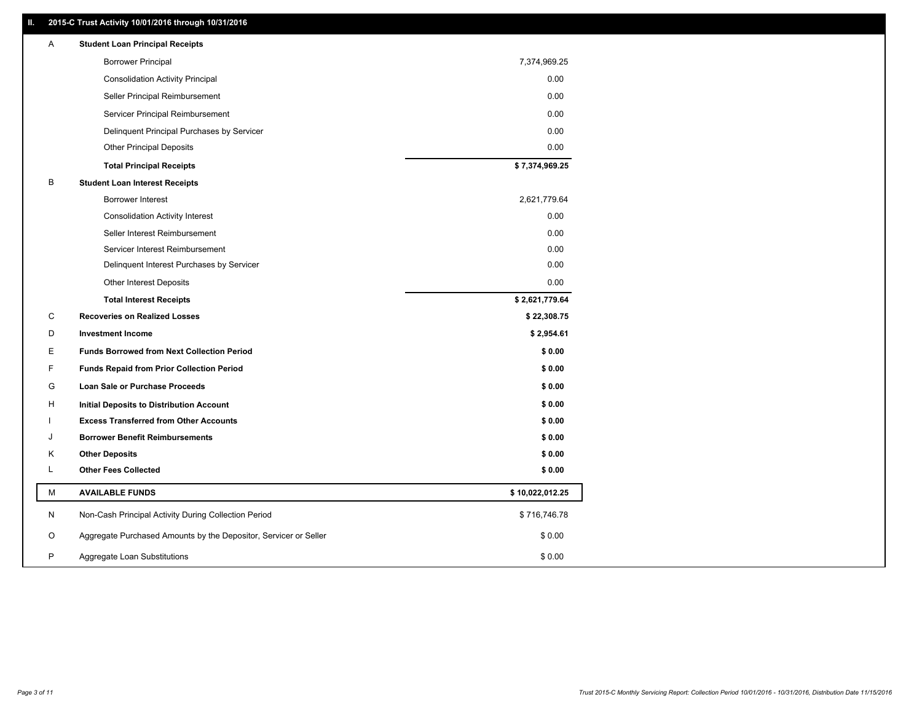## II. 2015-C Trust Activity 10/01/2016 through 10/31/2016

| | | |
|---|---|---|
| A | **Student Loan Principal Receipts** | |
| | Borrower Principal | 7,374,969.25 |
| | Consolidation Activity Principal | 0.00 |
| | Seller Principal Reimbursement | 0.00 |
| | Servicer Principal Reimbursement | 0.00 |
| | Delinquent Principal Purchases by Servicer | 0.00 |
| | Other Principal Deposits | 0.00 |
| | **Total Principal Receipts** | **$ 7,374,969.25** |
| B | **Student Loan Interest Receipts** | |
| | Borrower Interest | 2,621,779.64 |
| | Consolidation Activity Interest | 0.00 |
| | Seller Interest Reimbursement | 0.00 |
| | Servicer Interest Reimbursement | 0.00 |
| | Delinquent Interest Purchases by Servicer | 0.00 |
| | Other Interest Deposits | 0.00 |
| | **Total Interest Receipts** | **$ 2,621,779.64** |
| C | **Recoveries on Realized Losses** | **$ 22,308.75** |
| D | **Investment Income** | **$ 2,954.61** |
| E | **Funds Borrowed from Next Collection Period** | **$ 0.00** |
| F | **Funds Repaid from Prior Collection Period** | **$ 0.00** |
| G | **Loan Sale or Purchase Proceeds** | **$ 0.00** |
| H | **Initial Deposits to Distribution Account** | **$ 0.00** |
| I | **Excess Transferred from Other Accounts** | **$ 0.00** |
| J | **Borrower Benefit Reimbursements** | **$ 0.00** |
| K | **Other Deposits** | **$ 0.00** |
| L | **Other Fees Collected** | **$ 0.00** |
| M | **AVAILABLE FUNDS** | **$ 10,022,012.25** |
| N | Non-Cash Principal Activity During Collection Period | $ 716,746.78 |
| O | Aggregate Purchased Amounts by the Depositor, Servicer or Seller | $ 0.00 |
| P | Aggregate Loan Substitutions | $ 0.00 |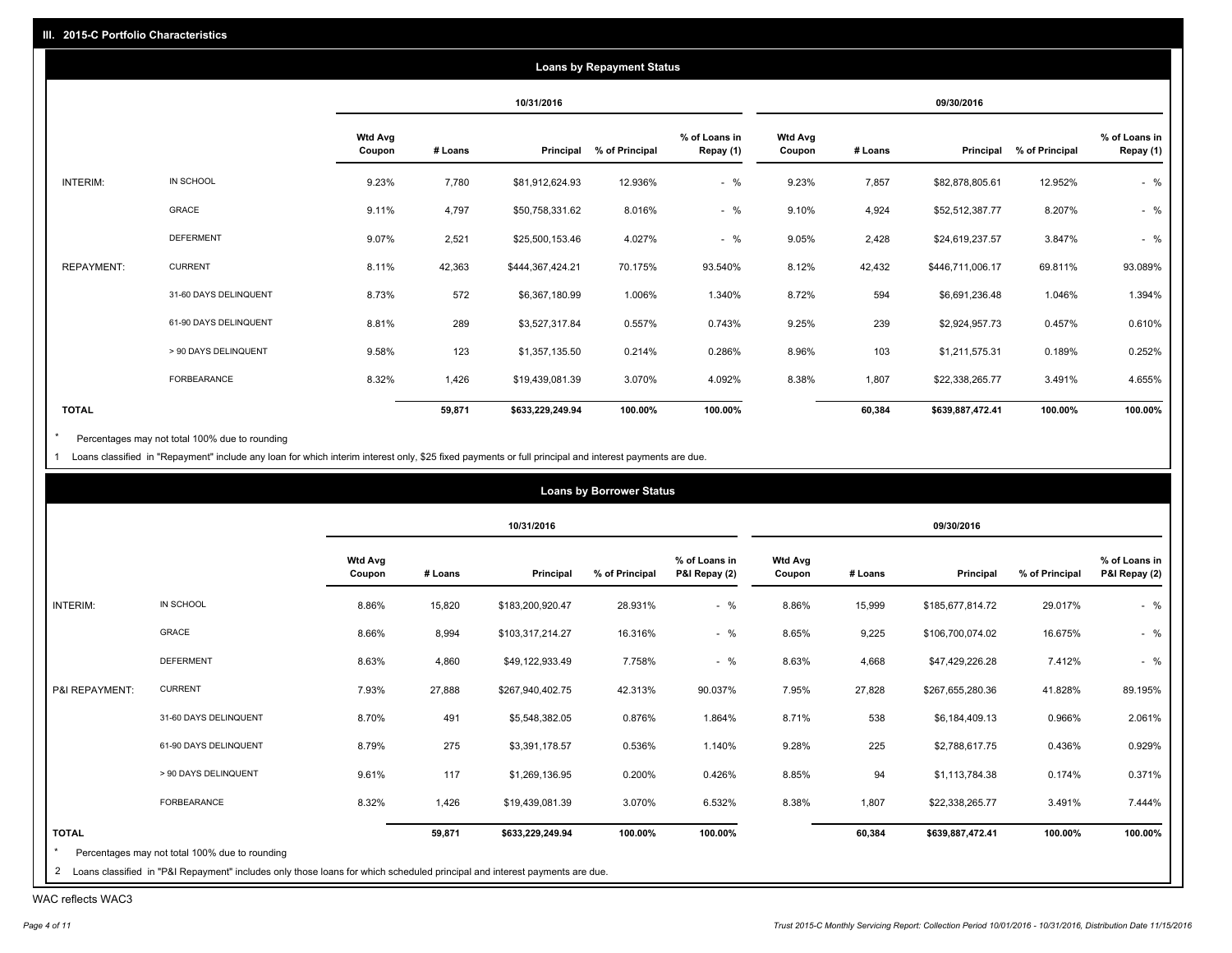## III. 2015-C Portfolio Characteristics

### Loans by Repayment Status

| | | 10/31/2016 | | | | | 09/30/2016 | | | | |
|---|---|---|---|---|---|---|---|---|---|---|---|
| | | Wtd Avg Coupon | # Loans | Principal | % of Principal | % of Loans in Repay (1) | Wtd Avg Coupon | # Loans | Principal | % of Principal | % of Loans in Repay (1) |
| INTERIM: | IN SCHOOL | 9.23% | 7,780 | $81,912,624.93 | 12.936% | - % | 9.23% | 7,857 | $82,878,805.61 | 12.952% | - % |
| | GRACE | 9.11% | 4,797 | $50,758,331.62 | 8.016% | - % | 9.10% | 4,924 | $52,512,387.77 | 8.207% | - % |
| | DEFERMENT | 9.07% | 2,521 | $25,500,153.46 | 4.027% | - % | 9.05% | 2,428 | $24,619,237.57 | 3.847% | - % |
| REPAYMENT: | CURRENT | 8.11% | 42,363 | $444,367,424.21 | 70.175% | 93.540% | 8.12% | 42,432 | $446,711,006.17 | 69.811% | 93.089% |
| | 31-60 DAYS DELINQUENT | 8.73% | 572 | $6,367,180.99 | 1.006% | 1.340% | 8.72% | 594 | $6,691,236.48 | 1.046% | 1.394% |
| | 61-90 DAYS DELINQUENT | 8.81% | 289 | $3,527,317.84 | 0.557% | 0.743% | 9.25% | 239 | $2,924,957.73 | 0.457% | 0.610% |
| | > 90 DAYS DELINQUENT | 9.58% | 123 | $1,357,135.50 | 0.214% | 0.286% | 8.96% | 103 | $1,211,575.31 | 0.189% | 0.252% |
| | FORBEARANCE | 8.32% | 1,426 | $19,439,081.39 | 3.070% | 4.092% | 8.38% | 1,807 | $22,338,265.77 | 3.491% | 4.655% |
| **TOTAL** | | | **59,871** | **$633,229,249.94** | **100.00%** | **100.00%** | | **60,384** | **$639,887,472.41** | **100.00%** | **100.00%** |

\* Percentages may not total 100% due to rounding

1 Loans classified in "Repayment" include any loan for which interim interest only, $25 fixed payments or full principal and interest payments are due.

### Loans by Borrower Status

| | | 10/31/2016 | | | | | 09/30/2016 | | | | |
|---|---|---|---|---|---|---|---|---|---|---|---|
| | | Wtd Avg Coupon | # Loans | Principal | % of Principal | % of Loans in P&I Repay (2) | Wtd Avg Coupon | # Loans | Principal | % of Principal | % of Loans in P&I Repay (2) |
| INTERIM: | IN SCHOOL | 8.86% | 15,820 | $183,200,920.47 | 28.931% | - % | 8.86% | 15,999 | $185,677,814.72 | 29.017% | - % |
| | GRACE | 8.66% | 8,994 | $103,317,214.27 | 16.316% | - % | 8.65% | 9,225 | $106,700,074.02 | 16.675% | - % |
| | DEFERMENT | 8.63% | 4,860 | $49,122,933.49 | 7.758% | - % | 8.63% | 4,668 | $47,429,226.28 | 7.412% | - % |
| P&I REPAYMENT: | CURRENT | 7.93% | 27,888 | $267,940,402.75 | 42.313% | 90.037% | 7.95% | 27,828 | $267,655,280.36 | 41.828% | 89.195% |
| | 31-60 DAYS DELINQUENT | 8.70% | 491 | $5,548,382.05 | 0.876% | 1.864% | 8.71% | 538 | $6,184,409.13 | 0.966% | 2.061% |
| | 61-90 DAYS DELINQUENT | 8.79% | 275 | $3,391,178.57 | 0.536% | 1.140% | 9.28% | 225 | $2,788,617.75 | 0.436% | 0.929% |
| | > 90 DAYS DELINQUENT | 9.61% | 117 | $1,269,136.95 | 0.200% | 0.426% | 8.85% | 94 | $1,113,784.38 | 0.174% | 0.371% |
| | FORBEARANCE | 8.32% | 1,426 | $19,439,081.39 | 3.070% | 6.532% | 8.38% | 1,807 | $22,338,265.77 | 3.491% | 7.444% |
| **TOTAL** | | | **59,871** | **$633,229,249.94** | **100.00%** | **100.00%** | | **60,384** | **$639,887,472.41** | **100.00%** | **100.00%** |

\* Percentages may not total 100% due to rounding

2 Loans classified in "P&I Repayment" includes only those loans for which scheduled principal and interest payments are due.

WAC reflects WAC3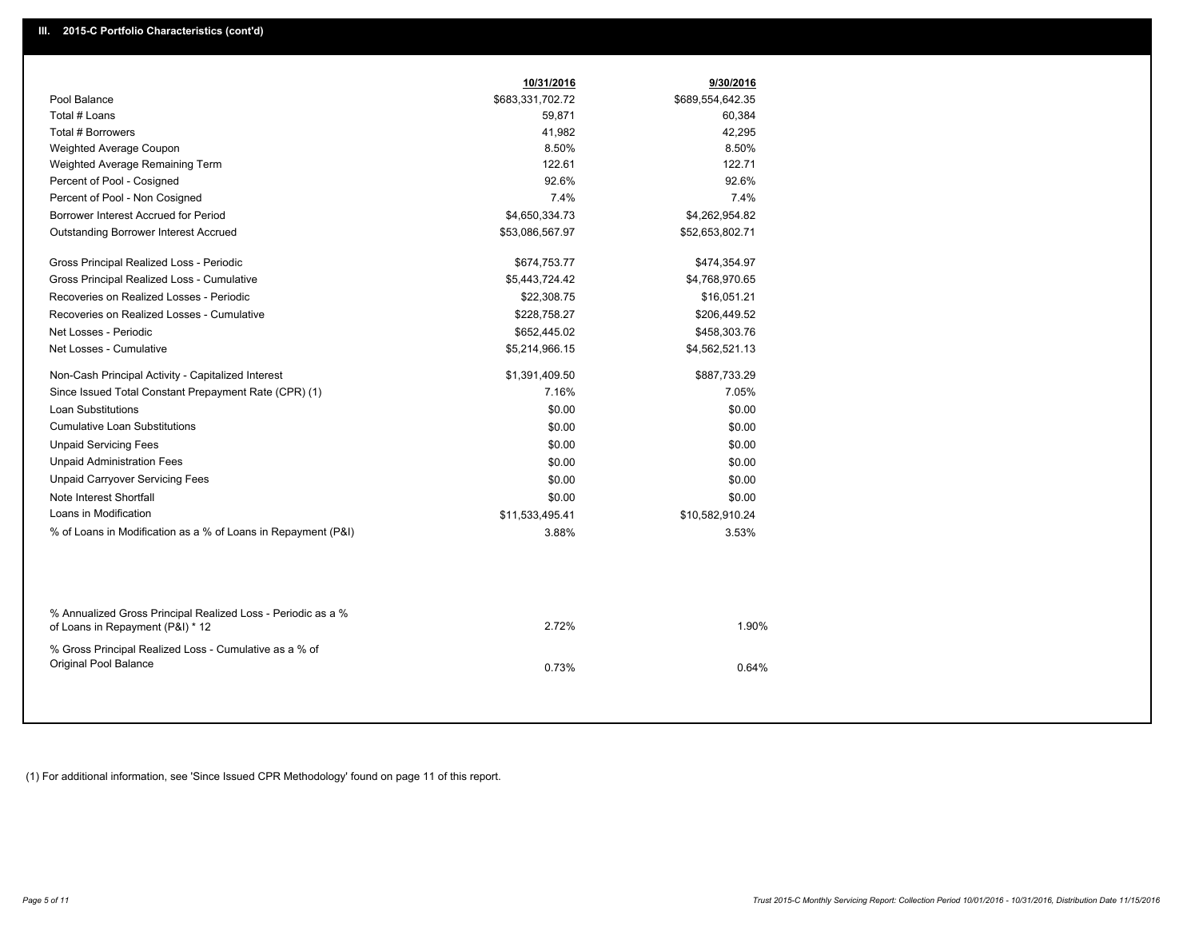## III. 2015-C Portfolio Characteristics (cont'd)

| | 10/31/2016 | 9/30/2016 |
|---|---|---|
| Pool Balance | $683,331,702.72 | $689,554,642.35 |
| Total # Loans | 59,871 | 60,384 |
| Total # Borrowers | 41,982 | 42,295 |
| Weighted Average Coupon | 8.50% | 8.50% |
| Weighted Average Remaining Term | 122.61 | 122.71 |
| Percent of Pool - Cosigned | 92.6% | 92.6% |
| Percent of Pool - Non Cosigned | 7.4% | 7.4% |
| Borrower Interest Accrued for Period | $4,650,334.73 | $4,262,954.82 |
| Outstanding Borrower Interest Accrued | $53,086,567.97 | $52,653,802.71 |
| Gross Principal Realized Loss - Periodic | $674,753.77 | $474,354.97 |
| Gross Principal Realized Loss - Cumulative | $5,443,724.42 | $4,768,970.65 |
| Recoveries on Realized Losses - Periodic | $22,308.75 | $16,051.21 |
| Recoveries on Realized Losses - Cumulative | $228,758.27 | $206,449.52 |
| Net Losses - Periodic | $652,445.02 | $458,303.76 |
| Net Losses - Cumulative | $5,214,966.15 | $4,562,521.13 |
| Non-Cash Principal Activity - Capitalized Interest | $1,391,409.50 | $887,733.29 |
| Since Issued Total Constant Prepayment Rate (CPR) (1) | 7.16% | 7.05% |
| Loan Substitutions | $0.00 | $0.00 |
| Cumulative Loan Substitutions | $0.00 | $0.00 |
| Unpaid Servicing Fees | $0.00 | $0.00 |
| Unpaid Administration Fees | $0.00 | $0.00 |
| Unpaid Carryover Servicing Fees | $0.00 | $0.00 |
| Note Interest Shortfall | $0.00 | $0.00 |
| Loans in Modification | $11,533,495.41 | $10,582,910.24 |
| % of Loans in Modification as a % of Loans in Repayment (P&I) | 3.88% | 3.53% |
| % Annualized Gross Principal Realized Loss - Periodic as a % of Loans in Repayment (P&I) * 12 | 2.72% | 1.90% |
| % Gross Principal Realized Loss - Cumulative as a % of Original Pool Balance | 0.73% | 0.64% |

(1) For additional information, see 'Since Issued CPR Methodology' found on page 11 of this report.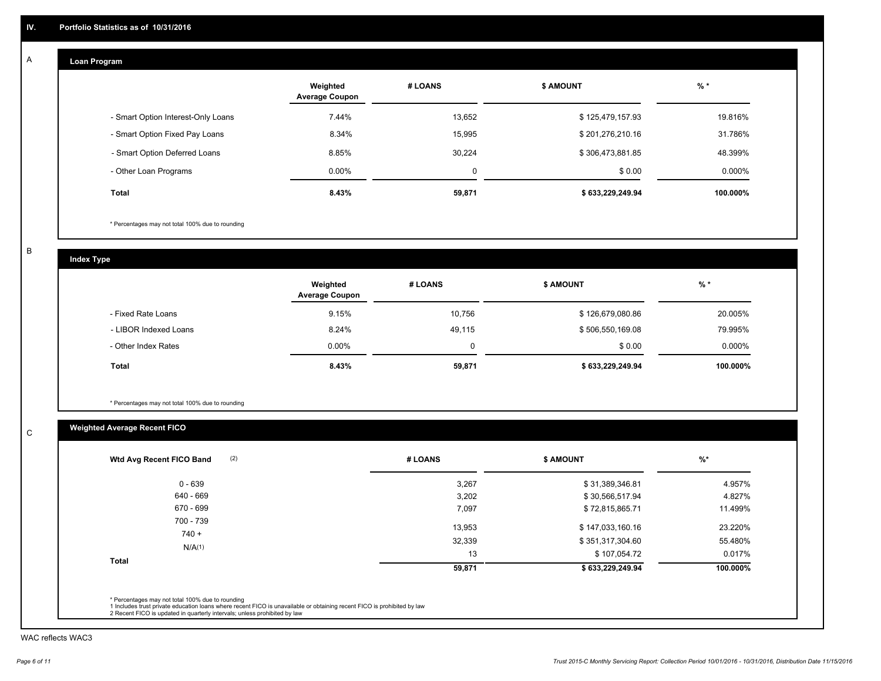## IV. Portfolio Statistics as of 10/31/2016

### A Loan Program

| | Weighted Average Coupon | # LOANS | $ AMOUNT | % * |
|---|---|---|---|---|
| - Smart Option Interest-Only Loans | 7.44% | 13,652 | $ 125,479,157.93 | 19.816% |
| - Smart Option Fixed Pay Loans | 8.34% | 15,995 | $ 201,276,210.16 | 31.786% |
| - Smart Option Deferred Loans | 8.85% | 30,224 | $ 306,473,881.85 | 48.399% |
| - Other Loan Programs | 0.00% | 0 | $ 0.00 | 0.000% |
| **Total** | **8.43%** | **59,871** | **$ 633,229,249.94** | **100.000%** |

* Percentages may not total 100% due to rounding

### B Index Type

| | Weighted Average Coupon | # LOANS | $ AMOUNT | % * |
|---|---|---|---|---|
| - Fixed Rate Loans | 9.15% | 10,756 | $ 126,679,080.86 | 20.005% |
| - LIBOR Indexed Loans | 8.24% | 49,115 | $ 506,550,169.08 | 79.995% |
| - Other Index Rates | 0.00% | 0 | $ 0.00 | 0.000% |
| **Total** | **8.43%** | **59,871** | **$ 633,229,249.94** | **100.000%** |

* Percentages may not total 100% due to rounding

### C Weighted Average Recent FICO

| Wtd Avg Recent FICO Band (2) | # LOANS | $ AMOUNT | %* |
|---|---|---|---|
| 0 - 639 | 3,267 | $ 31,389,346.81 | 4.957% |
| 640 - 669 | 3,202 | $ 30,566,517.94 | 4.827% |
| 670 - 699 | 7,097 | $ 72,815,865.71 | 11.499% |
| 700 - 739 | 13,953 | $ 147,033,160.16 | 23.220% |
| 740 + | 32,339 | $ 351,317,304.60 | 55.480% |
| N/A(1) | 13 | $ 107,054.72 | 0.017% |
| **Total** | **59,871** | **$ 633,229,249.94** | **100.000%** |

* Percentages may not total 100% due to rounding
1 Includes trust private education loans where recent FICO is unavailable or obtaining recent FICO is prohibited by law
2 Recent FICO is updated in quarterly intervals; unless prohibited by law

WAC reflects WAC3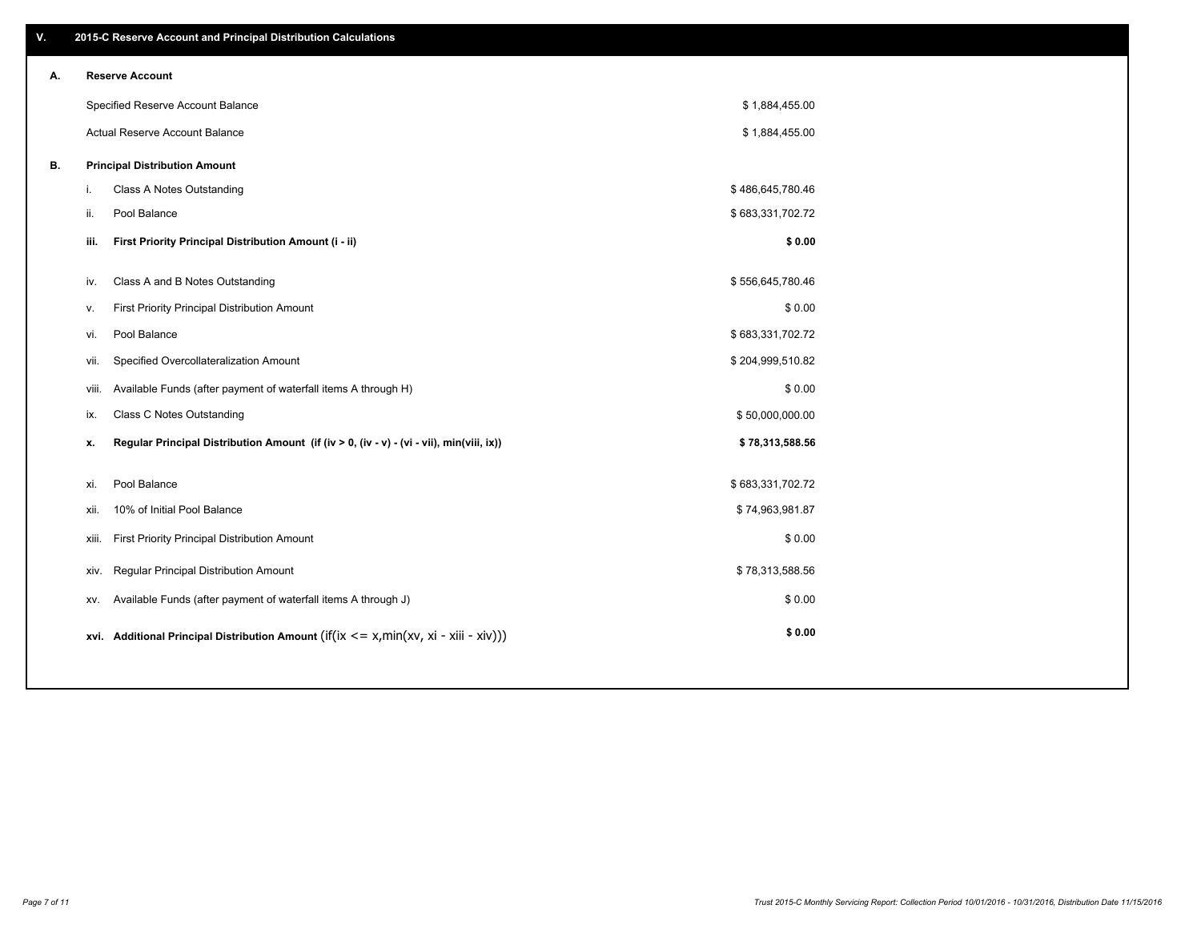# V. 2015-C Reserve Account and Principal Distribution Calculations

| | | | |
|---|---|---|---|
| **A.** | **Reserve Account** | | |
| | Specified Reserve Account Balance | | $ 1,884,455.00 |
| | Actual Reserve Account Balance | | $ 1,884,455.00 |
| **B.** | **Principal Distribution Amount** | | |
| | i. | Class A Notes Outstanding | $ 486,645,780.46 |
| | ii. | Pool Balance | $ 683,331,702.72 |
| | **iii.** | **First Priority Principal Distribution Amount (i - ii)** | **$ 0.00** |
| | iv. | Class A and B Notes Outstanding | $ 556,645,780.46 |
| | v. | First Priority Principal Distribution Amount | $ 0.00 |
| | vi. | Pool Balance | $ 683,331,702.72 |
| | vii. | Specified Overcollateralization Amount | $ 204,999,510.82 |
| | viii. | Available Funds (after payment of waterfall items A through H) | $ 0.00 |
| | ix. | Class C Notes Outstanding | $ 50,000,000.00 |
| | **x.** | **Regular Principal Distribution Amount (if (iv > 0, (iv - v) - (vi - vii), min(viii, ix))** | **$ 78,313,588.56** |
| | xi. | Pool Balance | $ 683,331,702.72 |
| | xii. | 10% of Initial Pool Balance | $ 74,963,981.87 |
| | xiii. | First Priority Principal Distribution Amount | $ 0.00 |
| | xiv. | Regular Principal Distribution Amount | $ 78,313,588.56 |
| | xv. | Available Funds (after payment of waterfall items A through J) | $ 0.00 |
| | **xvi.** | **Additional Principal Distribution Amount** (if(ix <= x,min(xv, xi - xiii - xiv))) | **$ 0.00** |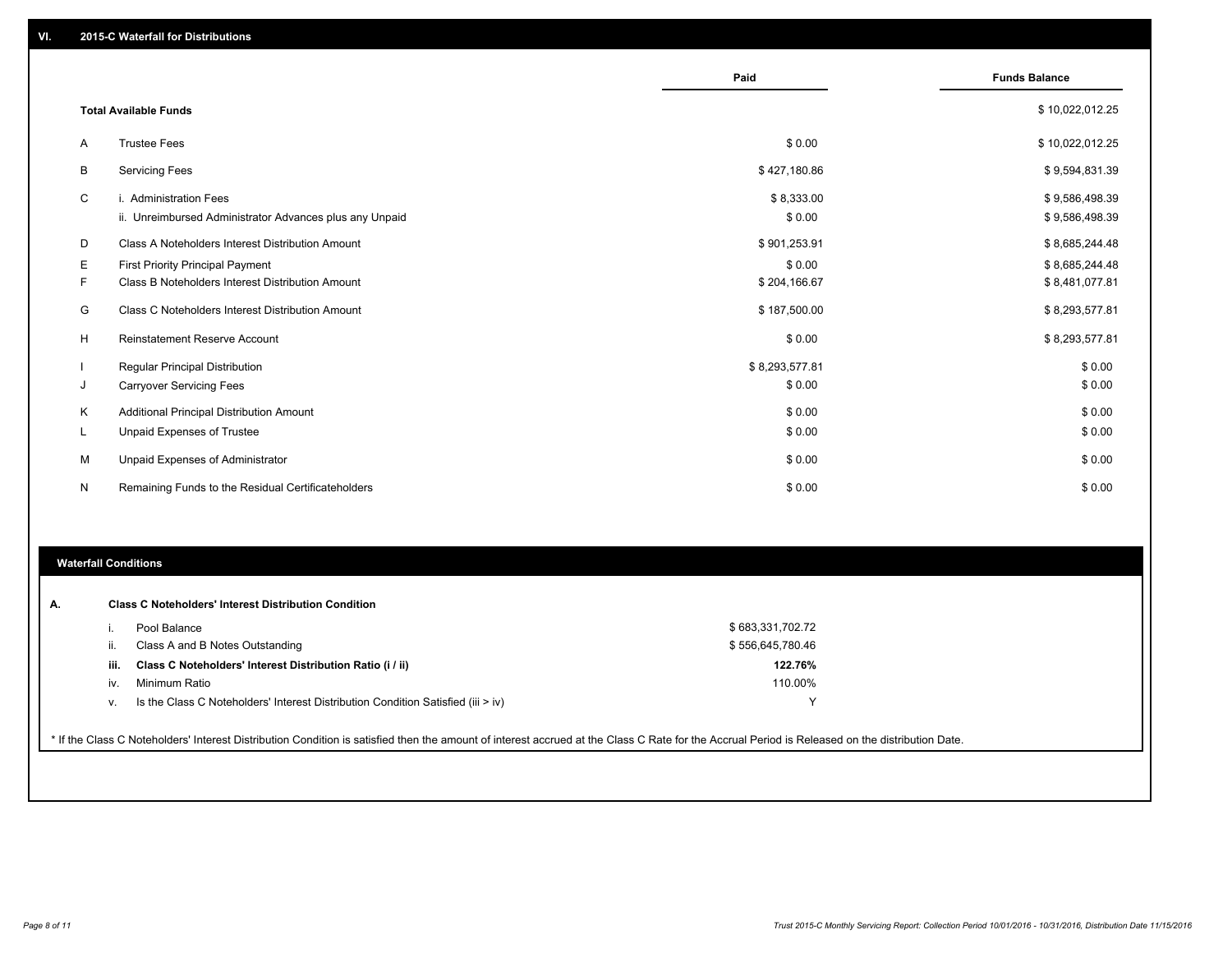## VI. 2015-C Waterfall for Distributions

| | | Paid | Funds Balance |
|---|---|---|---|
| | **Total Available Funds** | | $ 10,022,012.25 |
| A | Trustee Fees | $ 0.00 | $ 10,022,012.25 |
| B | Servicing Fees | $ 427,180.86 | $ 9,594,831.39 |
| C | i. Administration Fees | $ 8,333.00 | $ 9,586,498.39 |
| | ii. Unreimbursed Administrator Advances plus any Unpaid | $ 0.00 | $ 9,586,498.39 |
| D | Class A Noteholders Interest Distribution Amount | $ 901,253.91 | $ 8,685,244.48 |
| E | First Priority Principal Payment | $ 0.00 | $ 8,685,244.48 |
| F | Class B Noteholders Interest Distribution Amount | $ 204,166.67 | $ 8,481,077.81 |
| G | Class C Noteholders Interest Distribution Amount | $ 187,500.00 | $ 8,293,577.81 |
| H | Reinstatement Reserve Account | $ 0.00 | $ 8,293,577.81 |
| I | Regular Principal Distribution | $ 8,293,577.81 | $ 0.00 |
| J | Carryover Servicing Fees | $ 0.00 | $ 0.00 |
| K | Additional Principal Distribution Amount | $ 0.00 | $ 0.00 |
| L | Unpaid Expenses of Trustee | $ 0.00 | $ 0.00 |
| M | Unpaid Expenses of Administrator | $ 0.00 | $ 0.00 |
| N | Remaining Funds to the Residual Certificateholders | $ 0.00 | $ 0.00 |

## Waterfall Conditions

**A. Class C Noteholders' Interest Distribution Condition**

| | | |
|---|---|---|
| i. | Pool Balance | $ 683,331,702.72 |
| ii. | Class A and B Notes Outstanding | $ 556,645,780.46 |
| **iii.** | **Class C Noteholders' Interest Distribution Ratio (i / ii)** | **122.76%** |
| iv. | Minimum Ratio | 110.00% |
| v. | Is the Class C Noteholders' Interest Distribution Condition Satisfied (iii > iv) | Y |

* If the Class C Noteholders' Interest Distribution Condition is satisfied then the amount of interest accrued at the Class C Rate for the Accrual Period is Released on the distribution Date.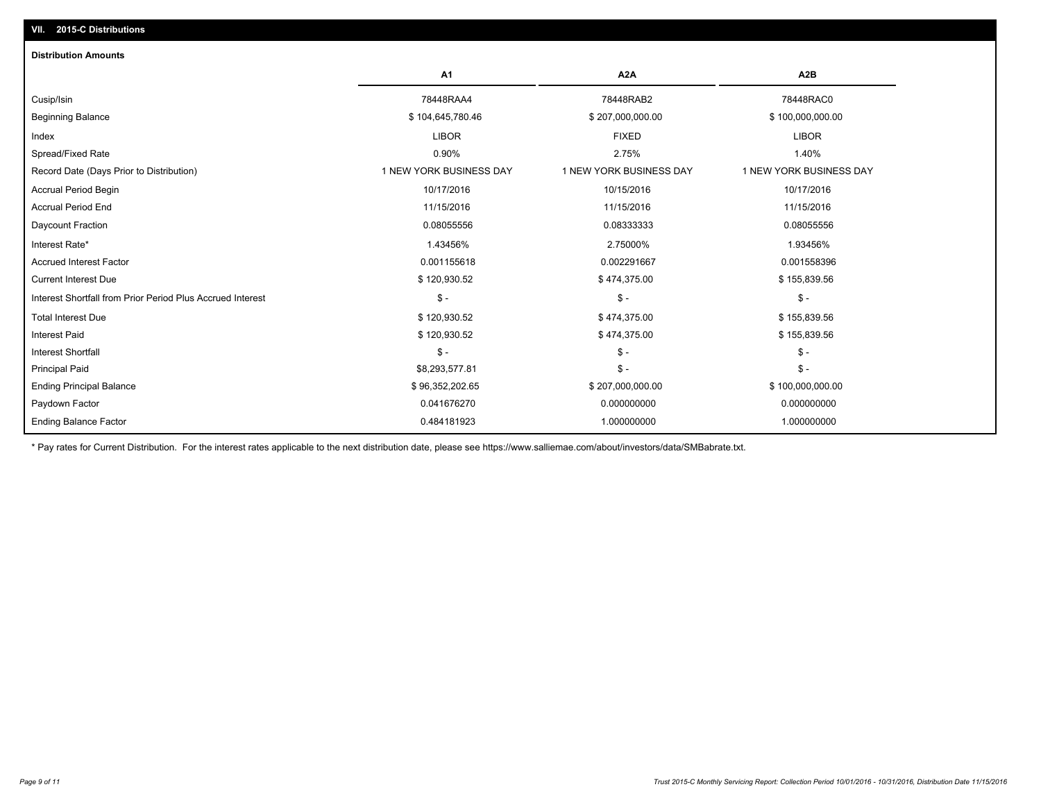## VII. 2015-C Distributions

### Distribution Amounts

| | A1 | A2A | A2B |
|---|---|---|---|
| Cusip/Isin | 78448RAA4 | 78448RAB2 | 78448RAC0 |
| Beginning Balance | $ 104,645,780.46 | $ 207,000,000.00 | $ 100,000,000.00 |
| Index | LIBOR | FIXED | LIBOR |
| Spread/Fixed Rate | 0.90% | 2.75% | 1.40% |
| Record Date (Days Prior to Distribution) | 1 NEW YORK BUSINESS DAY | 1 NEW YORK BUSINESS DAY | 1 NEW YORK BUSINESS DAY |
| Accrual Period Begin | 10/17/2016 | 10/15/2016 | 10/17/2016 |
| Accrual Period End | 11/15/2016 | 11/15/2016 | 11/15/2016 |
| Daycount Fraction | 0.08055556 | 0.08333333 | 0.08055556 |
| Interest Rate* | 1.43456% | 2.75000% | 1.93456% |
| Accrued Interest Factor | 0.001155618 | 0.002291667 | 0.001558396 |
| Current Interest Due | $ 120,930.52 | $ 474,375.00 | $ 155,839.56 |
| Interest Shortfall from Prior Period Plus Accrued Interest | $ - | $ - | $ - |
| Total Interest Due | $ 120,930.52 | $ 474,375.00 | $ 155,839.56 |
| Interest Paid | $ 120,930.52 | $ 474,375.00 | $ 155,839.56 |
| Interest Shortfall | $ - | $ - | $ - |
| Principal Paid | $8,293,577.81 | $ - | $ - |
| Ending Principal Balance | $ 96,352,202.65 | $ 207,000,000.00 | $ 100,000,000.00 |
| Paydown Factor | 0.041676270 | 0.000000000 | 0.000000000 |
| Ending Balance Factor | 0.484181923 | 1.000000000 | 1.000000000 |

* Pay rates for Current Distribution. For the interest rates applicable to the next distribution date, please see https://www.salliemae.com/about/investors/data/SMBabrate.txt.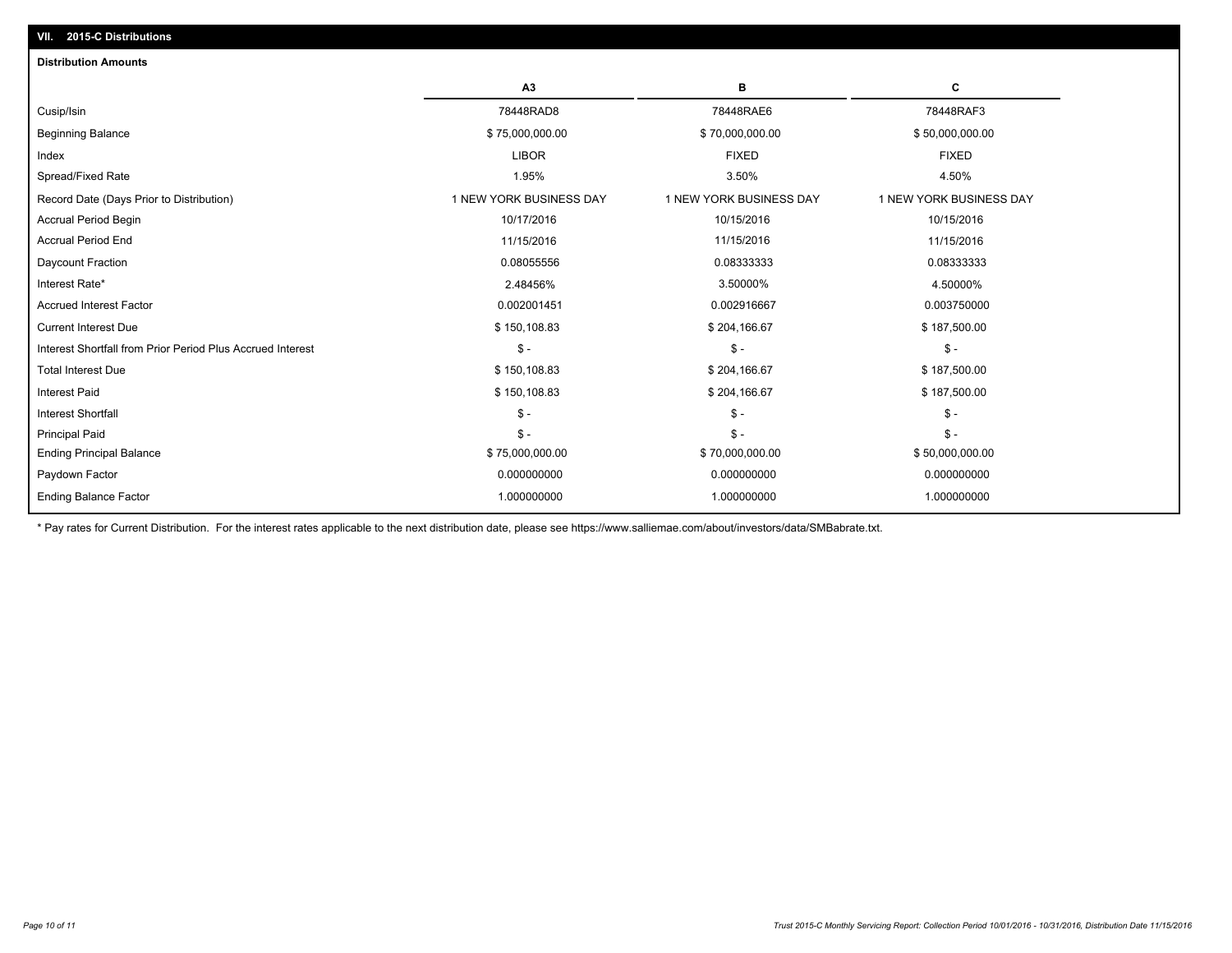## VII. 2015-C Distributions

### Distribution Amounts

| | A3 | B | C |
|---|---|---|---|
| Cusip/Isin | 78448RAD8 | 78448RAE6 | 78448RAF3 |
| Beginning Balance | $ 75,000,000.00 | $ 70,000,000.00 | $ 50,000,000.00 |
| Index | LIBOR | FIXED | FIXED |
| Spread/Fixed Rate | 1.95% | 3.50% | 4.50% |
| Record Date (Days Prior to Distribution) | 1 NEW YORK BUSINESS DAY | 1 NEW YORK BUSINESS DAY | 1 NEW YORK BUSINESS DAY |
| Accrual Period Begin | 10/17/2016 | 10/15/2016 | 10/15/2016 |
| Accrual Period End | 11/15/2016 | 11/15/2016 | 11/15/2016 |
| Daycount Fraction | 0.08055556 | 0.08333333 | 0.08333333 |
| Interest Rate* | 2.48456% | 3.50000% | 4.50000% |
| Accrued Interest Factor | 0.002001451 | 0.002916667 | 0.003750000 |
| Current Interest Due | $ 150,108.83 | $ 204,166.67 | $ 187,500.00 |
| Interest Shortfall from Prior Period Plus Accrued Interest | $ - | $ - | $ - |
| Total Interest Due | $ 150,108.83 | $ 204,166.67 | $ 187,500.00 |
| Interest Paid | $ 150,108.83 | $ 204,166.67 | $ 187,500.00 |
| Interest Shortfall | $ - | $ - | $ - |
| Principal Paid | $ - | $ - | $ - |
| Ending Principal Balance | $ 75,000,000.00 | $ 70,000,000.00 | $ 50,000,000.00 |
| Paydown Factor | 0.000000000 | 0.000000000 | 0.000000000 |
| Ending Balance Factor | 1.000000000 | 1.000000000 | 1.000000000 |

* Pay rates for Current Distribution. For the interest rates applicable to the next distribution date, please see https://www.salliemae.com/about/investors/data/SMBabrate.txt.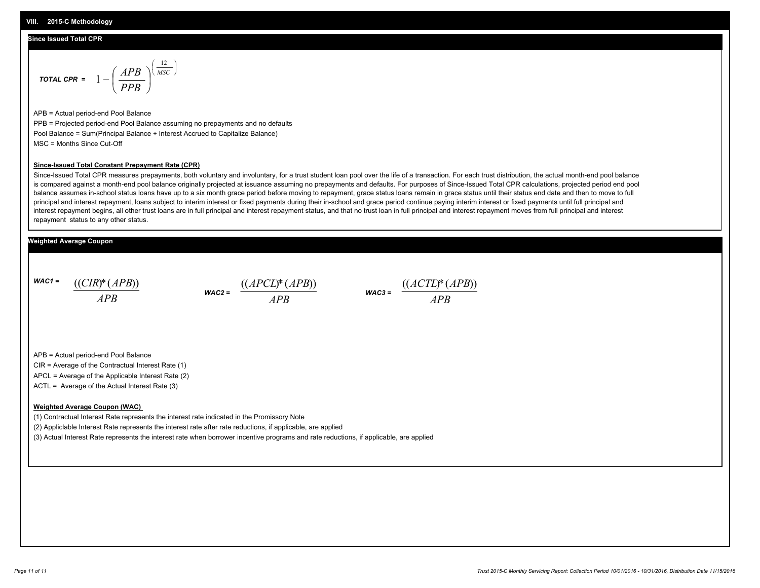## VIII. 2015-C Methodology

### Since Issued Total CPR

$$\textbf{\textit{TOTAL CPR}} = 1 - \left( \frac{APB}{PPB} \right)^{\left( \frac{12}{MSC} \right)}$$

APB = Actual period-end Pool Balance

PPB = Projected period-end Pool Balance assuming no prepayments and no defaults

Pool Balance = Sum(Principal Balance + Interest Accrued to Capitalize Balance)

MSC = Months Since Cut-Off

**Since-Issued Total Constant Prepayment Rate (CPR)**

Since-Issued Total CPR measures prepayments, both voluntary and involuntary, for a trust student loan pool over the life of a transaction. For each trust distribution, the actual month-end pool balance is compared against a month-end pool balance originally projected at issuance assuming no prepayments and defaults. For purposes of Since-Issued Total CPR calculations, projected period end pool balance assumes in-school status loans have up to a six month grace period before moving to repayment, grace status loans remain in grace status until their status end date and then to move to full principal and interest repayment, loans subject to interim interest or fixed payments during their in-school and grace period continue paying interim interest or fixed payments until full principal and interest repayment begins, all other trust loans are in full principal and interest repayment status, and that no trust loan in full principal and interest repayment moves from full principal and interest repayment status to any other status.

### Weighted Average Coupon

$$\textbf{\textit{WAC1}} = \frac{((CIR)*(APB))}{APB} \qquad \textbf{\textit{WAC2}} = \frac{((APCL)*(APB))}{APB} \qquad \textbf{\textit{WAC3}} = \frac{((ACTL)*(APB))}{APB}$$

APB = Actual period-end Pool Balance

CIR = Average of the Contractual Interest Rate (1)

APCL = Average of the Applicable Interest Rate (2)

ACTL = Average of the Actual Interest Rate (3)

**Weighted Average Coupon (WAC)**

(1) Contractual Interest Rate represents the interest rate indicated in the Promissory Note

(2) Appliclable Interest Rate represents the interest rate after rate reductions, if applicable, are applied

(3) Actual Interest Rate represents the interest rate when borrower incentive programs and rate reductions, if applicable, are applied